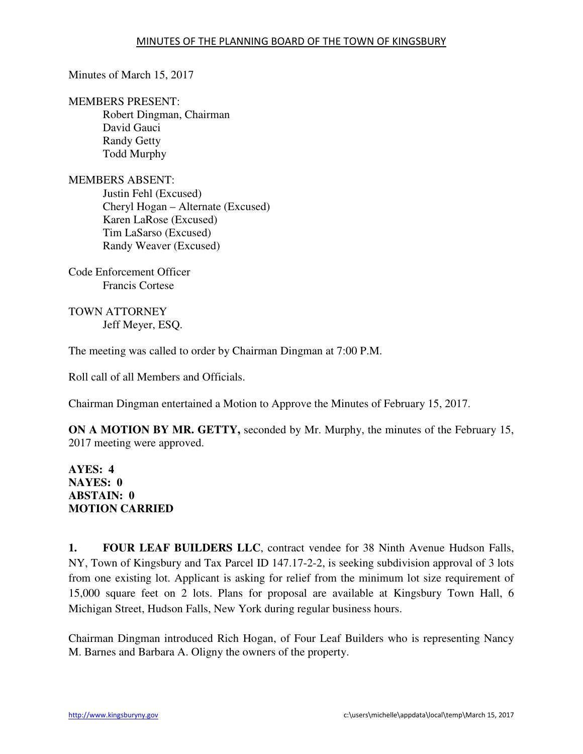# MINUTES OF THE PLANNING BOARD OF THE TOWN OF KINGSBURY

Minutes of March 15, 2017

MEMBERS PRESENT:
- Robert Dingman, Chairman
- David Gauci
- Randy Getty
- Todd Murphy

MEMBERS ABSENT:
- Justin Fehl (Excused)
- Cheryl Hogan – Alternate (Excused)
- Karen LaRose (Excused)
- Tim LaSarso (Excused)
- Randy Weaver (Excused)

Code Enforcement Officer
- Francis Cortese

TOWN ATTORNEY
- Jeff Meyer, ESQ.

The meeting was called to order by Chairman Dingman at 7:00 P.M.

Roll call of all Members and Officials.

Chairman Dingman entertained a Motion to Approve the Minutes of February 15, 2017.

**ON A MOTION BY MR. GETTY,** seconded by Mr. Murphy, the minutes of the February 15, 2017 meeting were approved.

**AYES: 4**
**NAYES: 0**
**ABSTAIN: 0**
**MOTION CARRIED**

**1. FOUR LEAF BUILDERS LLC**, contract vendee for 38 Ninth Avenue Hudson Falls, NY, Town of Kingsbury and Tax Parcel ID 147.17-2-2, is seeking subdivision approval of 3 lots from one existing lot. Applicant is asking for relief from the minimum lot size requirement of 15,000 square feet on 2 lots. Plans for proposal are available at Kingsbury Town Hall, 6 Michigan Street, Hudson Falls, New York during regular business hours.

Chairman Dingman introduced Rich Hogan, of Four Leaf Builders who is representing Nancy M. Barnes and Barbara A. Oligny the owners of the property.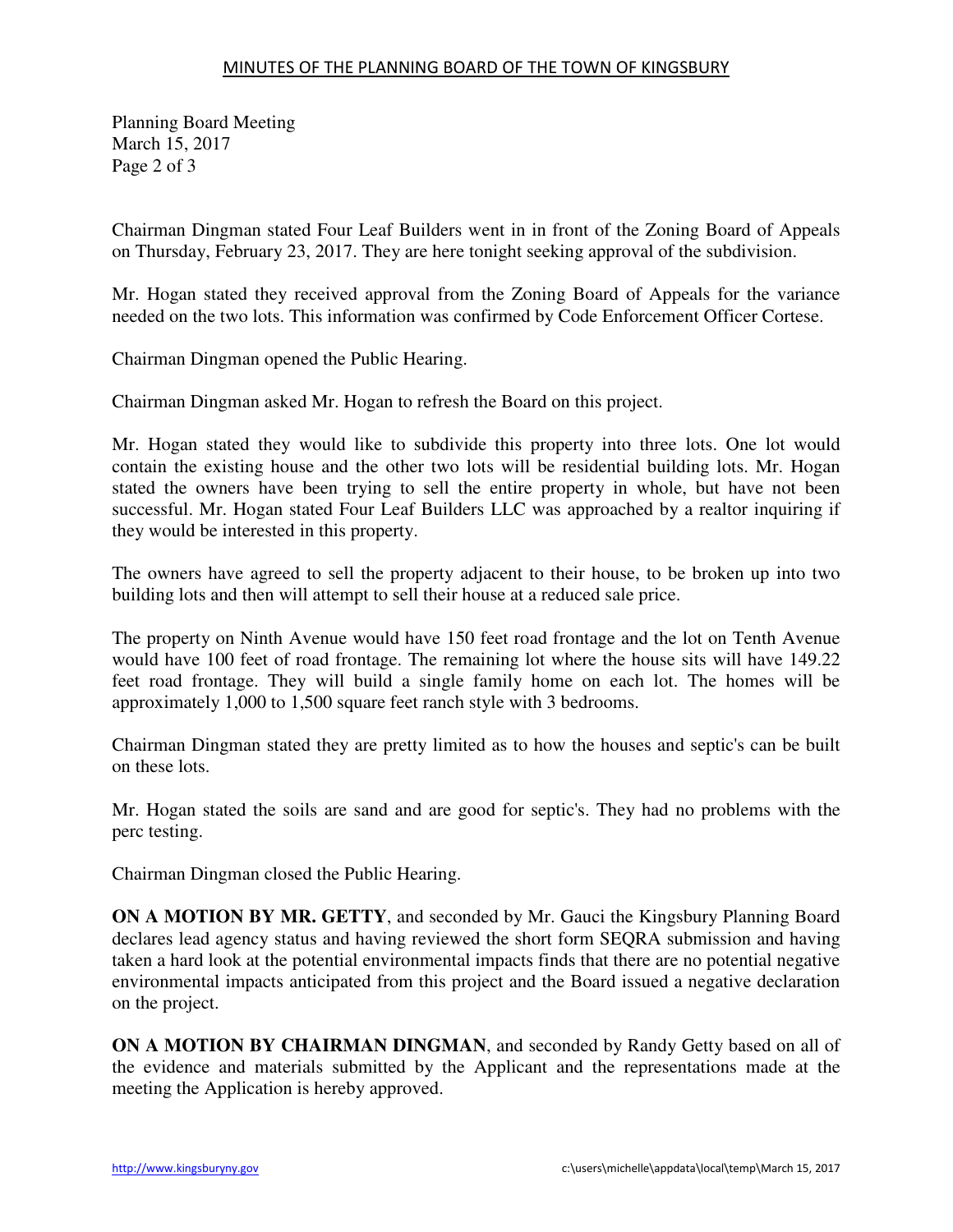Chairman Dingman stated Four Leaf Builders went in in front of the Zoning Board of Appeals on Thursday, February 23, 2017. They are here tonight seeking approval of the subdivision.

Mr. Hogan stated they received approval from the Zoning Board of Appeals for the variance needed on the two lots. This information was confirmed by Code Enforcement Officer Cortese.

Chairman Dingman opened the Public Hearing.

Chairman Dingman asked Mr. Hogan to refresh the Board on this project.

Mr. Hogan stated they would like to subdivide this property into three lots. One lot would contain the existing house and the other two lots will be residential building lots. Mr. Hogan stated the owners have been trying to sell the entire property in whole, but have not been successful. Mr. Hogan stated Four Leaf Builders LLC was approached by a realtor inquiring if they would be interested in this property.

The owners have agreed to sell the property adjacent to their house, to be broken up into two building lots and then will attempt to sell their house at a reduced sale price.

The property on Ninth Avenue would have 150 feet road frontage and the lot on Tenth Avenue would have 100 feet of road frontage. The remaining lot where the house sits will have 149.22 feet road frontage. They will build a single family home on each lot. The homes will be approximately 1,000 to 1,500 square feet ranch style with 3 bedrooms.

Chairman Dingman stated they are pretty limited as to how the houses and septic's can be built on these lots.

Mr. Hogan stated the soils are sand and are good for septic's. They had no problems with the perc testing.

Chairman Dingman closed the Public Hearing.

**ON A MOTION BY MR. GETTY**, and seconded by Mr. Gauci the Kingsbury Planning Board declares lead agency status and having reviewed the short form SEQRA submission and having taken a hard look at the potential environmental impacts finds that there are no potential negative environmental impacts anticipated from this project and the Board issued a negative declaration on the project.

**ON A MOTION BY CHAIRMAN DINGMAN**, and seconded by Randy Getty based on all of the evidence and materials submitted by the Applicant and the representations made at the meeting the Application is hereby approved.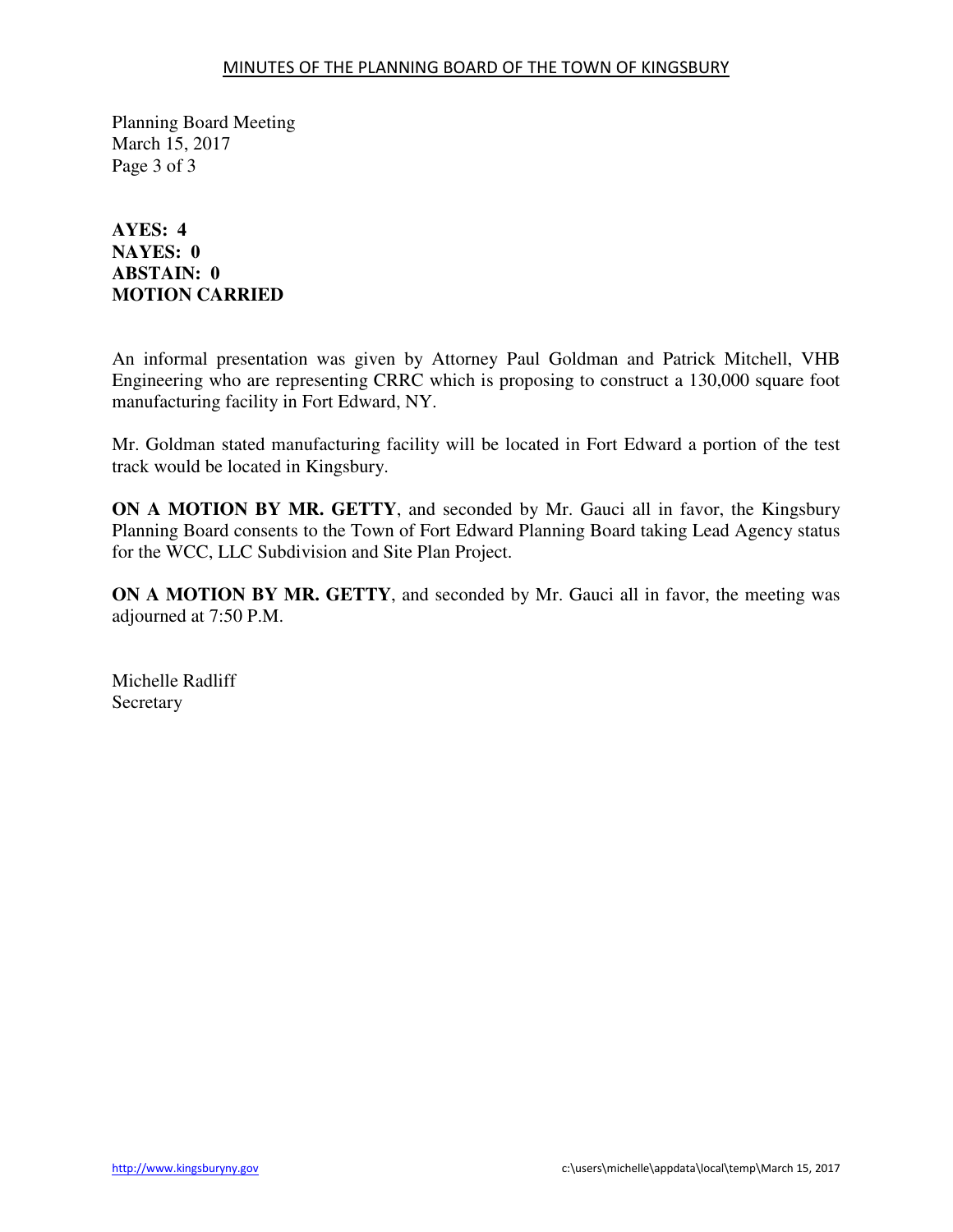**AYES: 4**
**NAYES: 0**
**ABSTAIN: 0**
**MOTION CARRIED**

An informal presentation was given by Attorney Paul Goldman and Patrick Mitchell, VHB Engineering who are representing CRRC which is proposing to construct a 130,000 square foot manufacturing facility in Fort Edward, NY.

Mr. Goldman stated manufacturing facility will be located in Fort Edward a portion of the test track would be located in Kingsbury.

**ON A MOTION BY MR. GETTY**, and seconded by Mr. Gauci all in favor, the Kingsbury Planning Board consents to the Town of Fort Edward Planning Board taking Lead Agency status for the WCC, LLC Subdivision and Site Plan Project.

**ON A MOTION BY MR. GETTY**, and seconded by Mr. Gauci all in favor, the meeting was adjourned at 7:50 P.M.

Michelle Radliff
Secretary